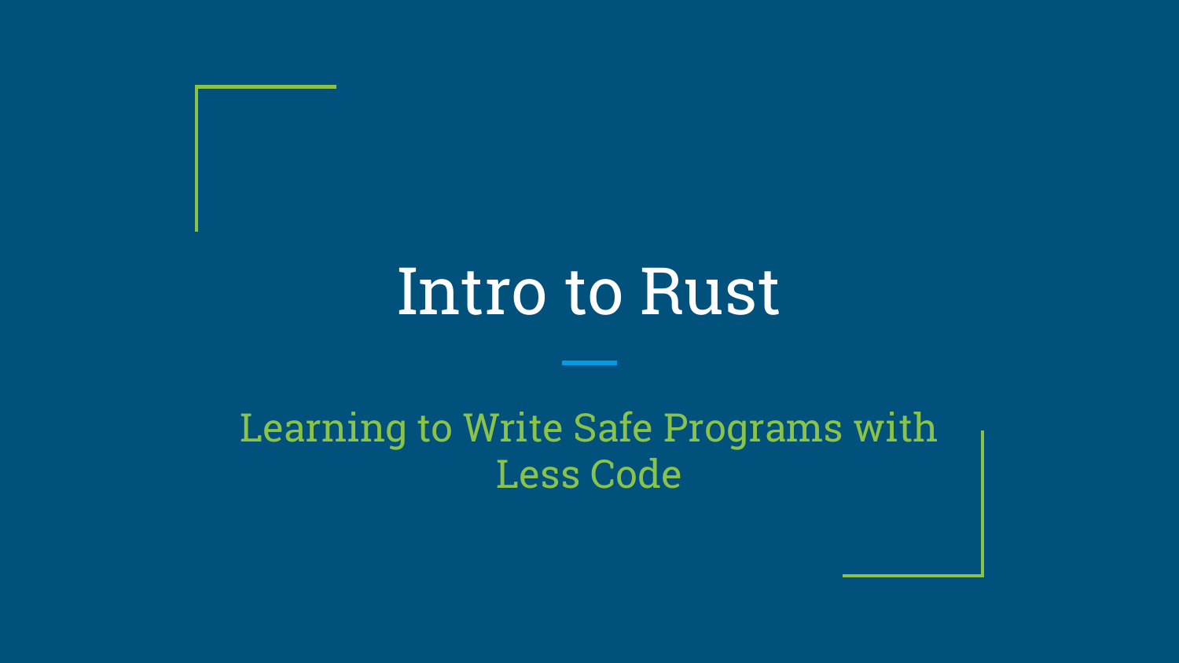# Intro to Rust

## Learning to Write Safe Programs with Less Code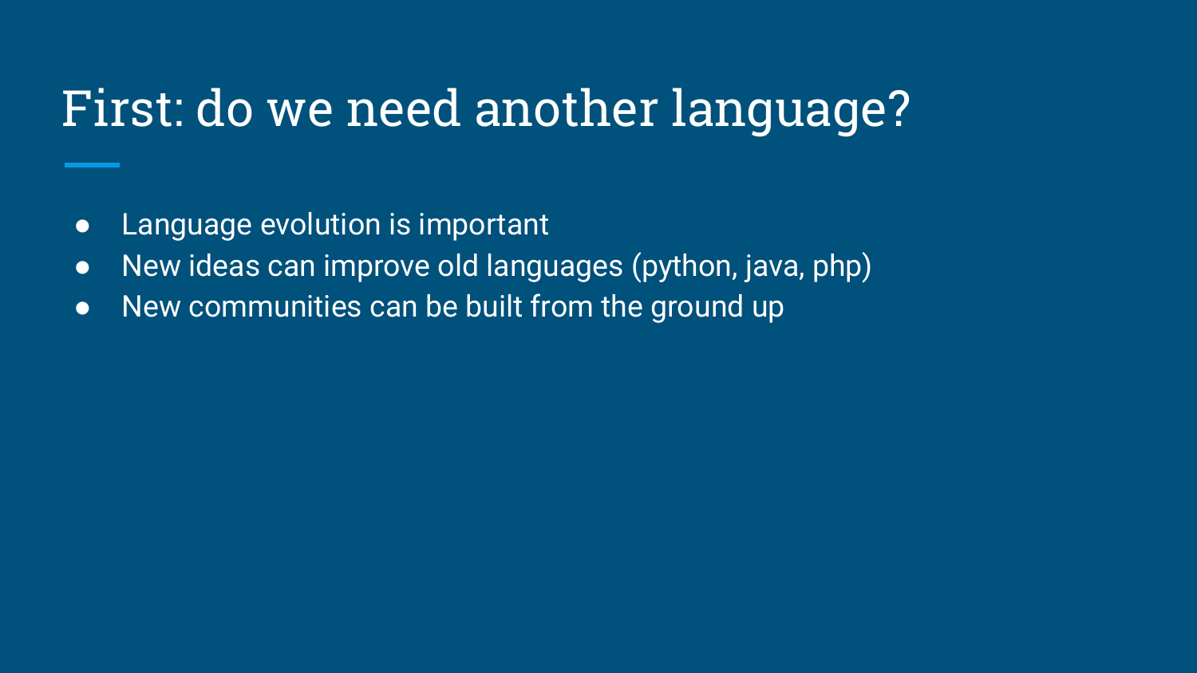# First: do we need another language?

- Language evolution is important
- New ideas can improve old languages (python, java, php)
- New communities can be built from the ground up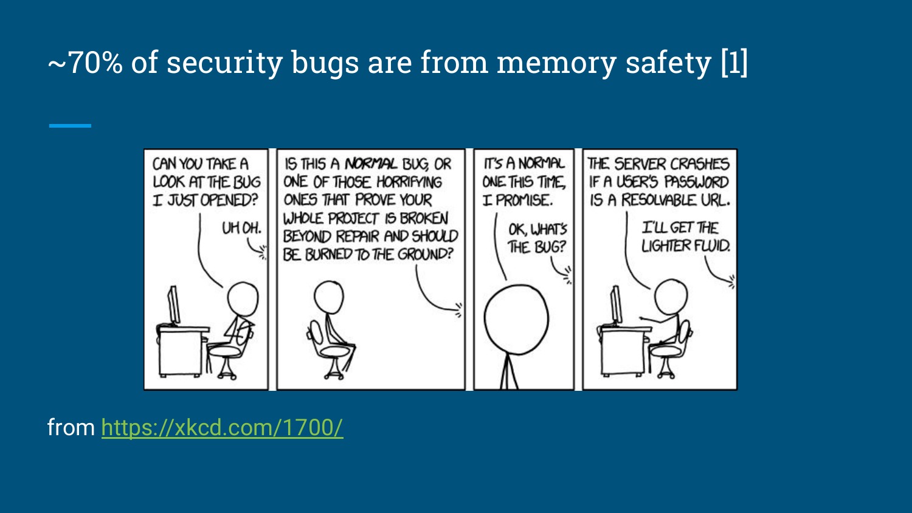# ~70% of security bugs are from memory safety [1]

from https://xkcd.com/1700/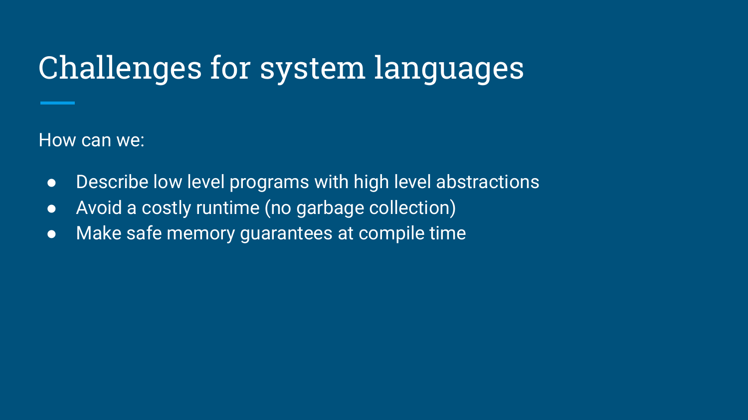# Challenges for system languages

How can we:

- Describe low level programs with high level abstractions
- Avoid a costly runtime (no garbage collection)
- Make safe memory guarantees at compile time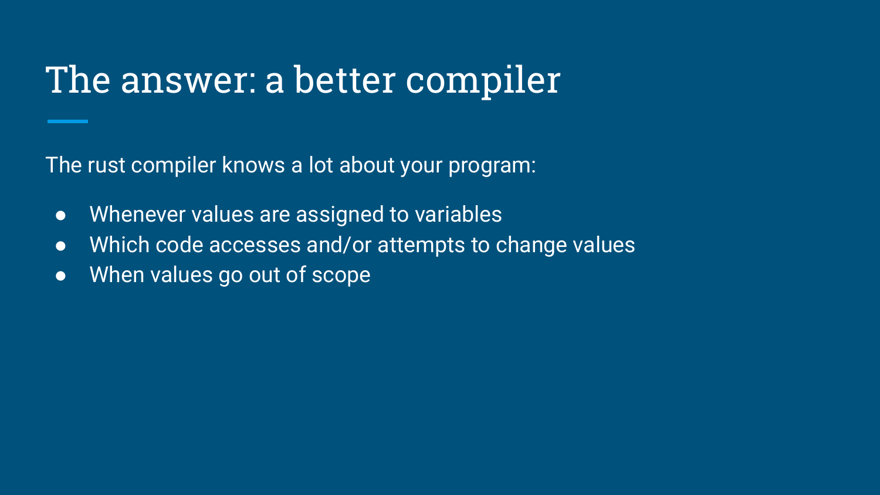# The answer: a better compiler

The rust compiler knows a lot about your program:

- Whenever values are assigned to variables
- Which code accesses and/or attempts to change values
- When values go out of scope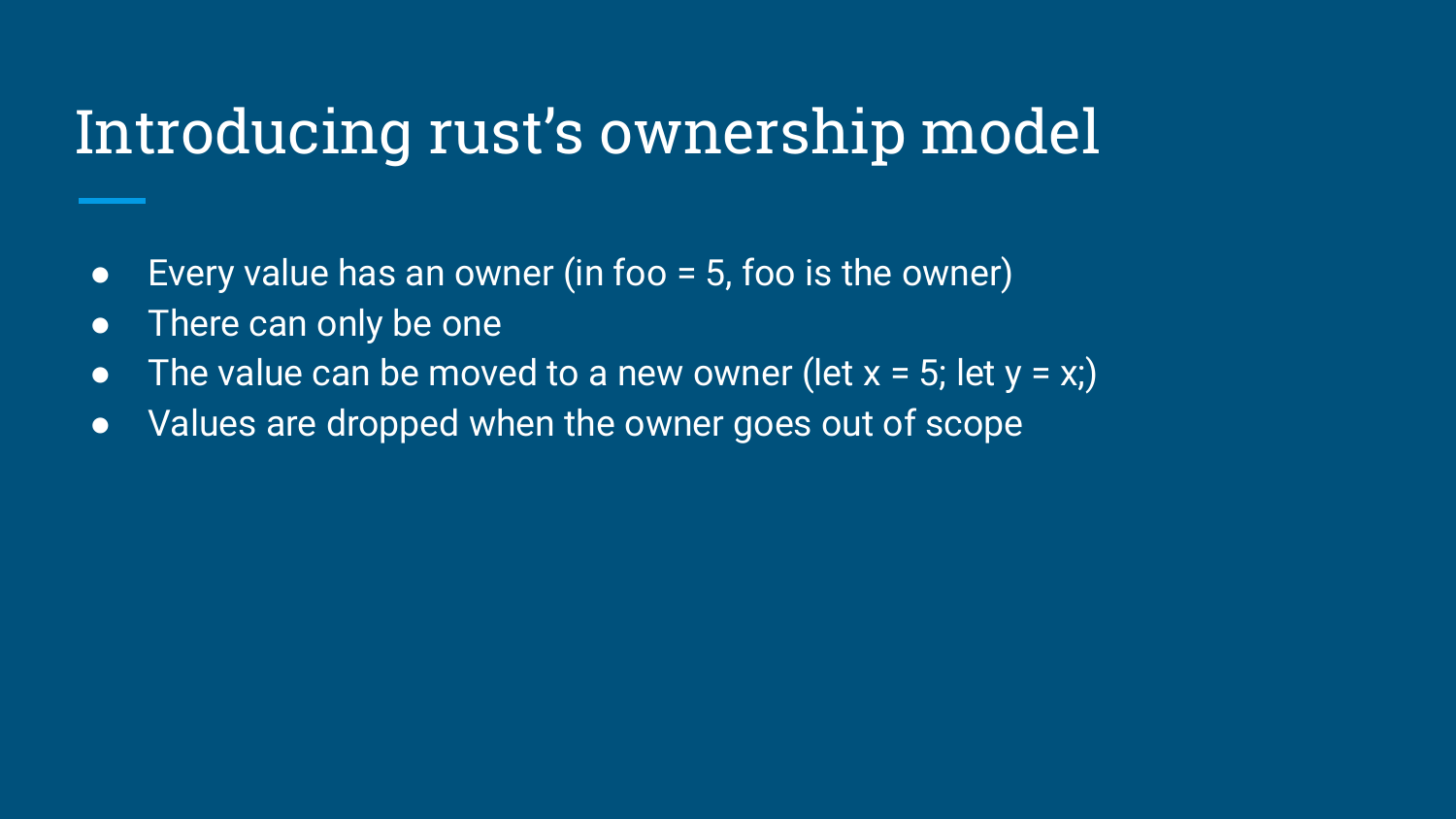# Introducing rust's ownership model

- Every value has an owner (in foo = 5, foo is the owner)
- There can only be one
- The value can be moved to a new owner (let x = 5; let y = x;)
- Values are dropped when the owner goes out of scope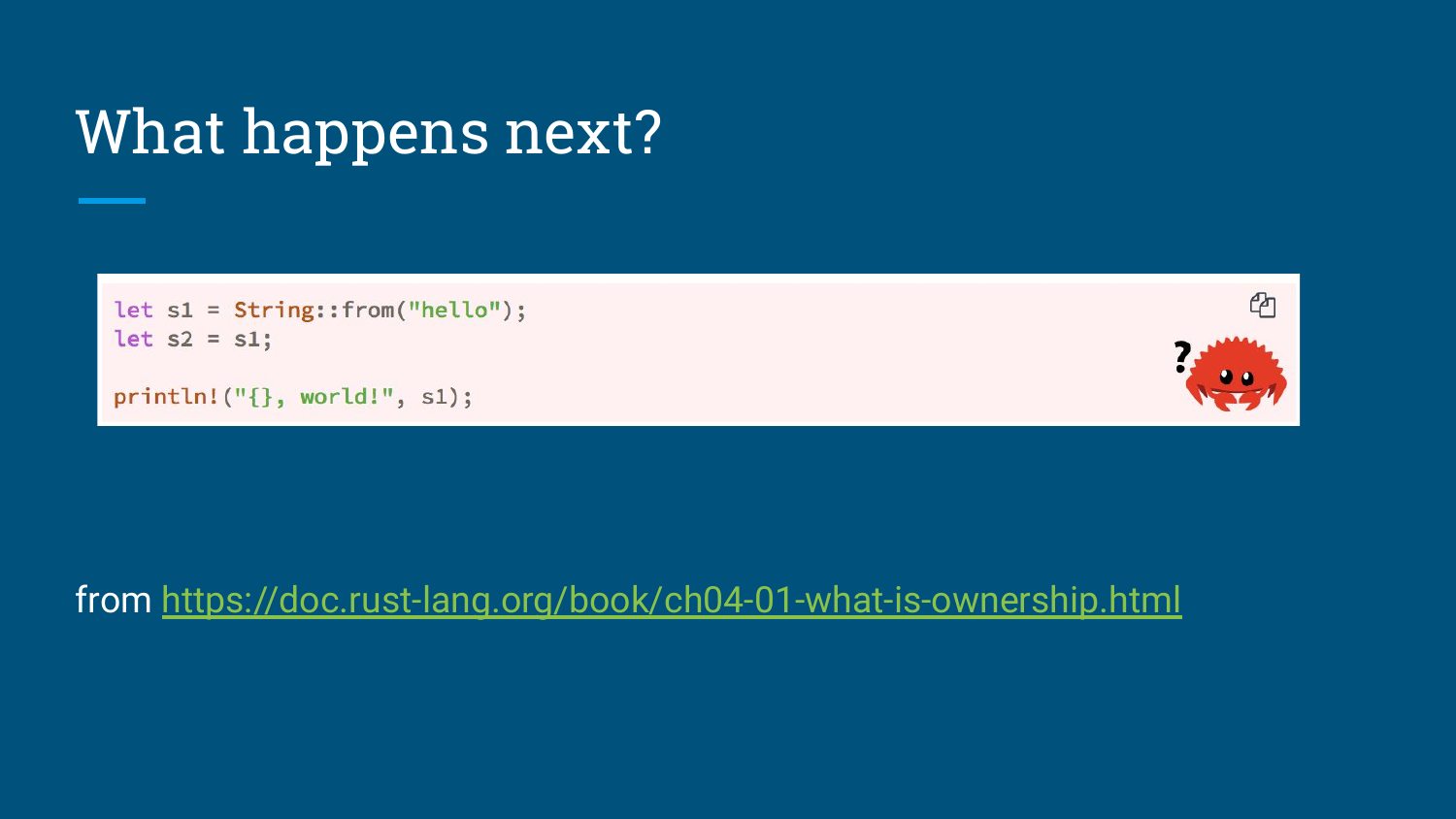# What happens next?

```rust
let s1 = String::from("hello");
let s2 = s1;

println!("{}, world!", s1);
```

from https://doc.rust-lang.org/book/ch04-01-what-is-ownership.html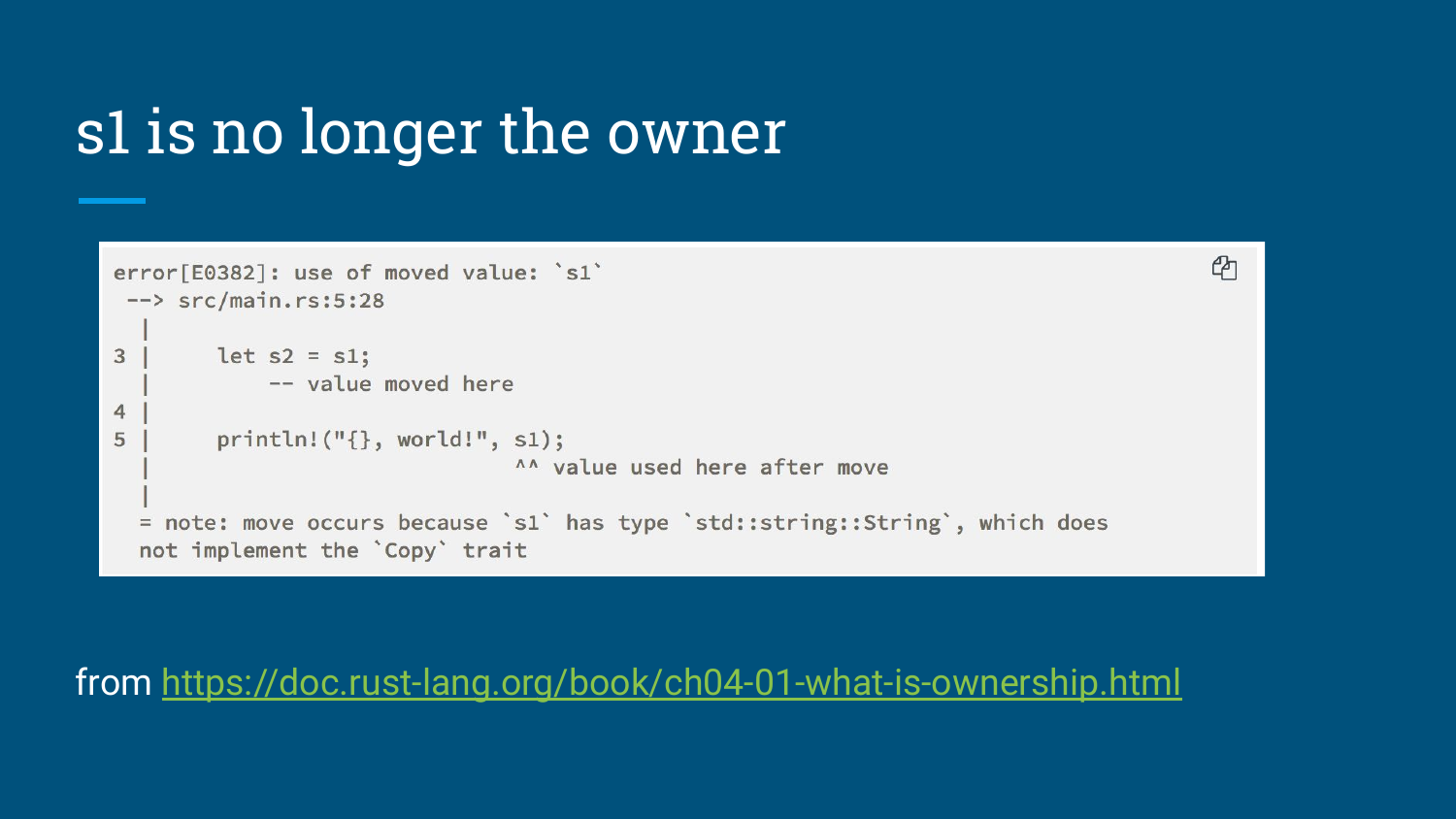# s1 is no longer the owner

```
error[E0382]: use of moved value: `s1`
 --> src/main.rs:5:28
  |
3 |     let s2 = s1;
  |         -- value moved here
4 |
5 |     println!("{}, world!", s1);
  |                            ^^ value used here after move
  |
  = note: move occurs because `s1` has type `std::string::String`, which does
  not implement the `Copy` trait
```

from https://doc.rust-lang.org/book/ch04-01-what-is-ownership.html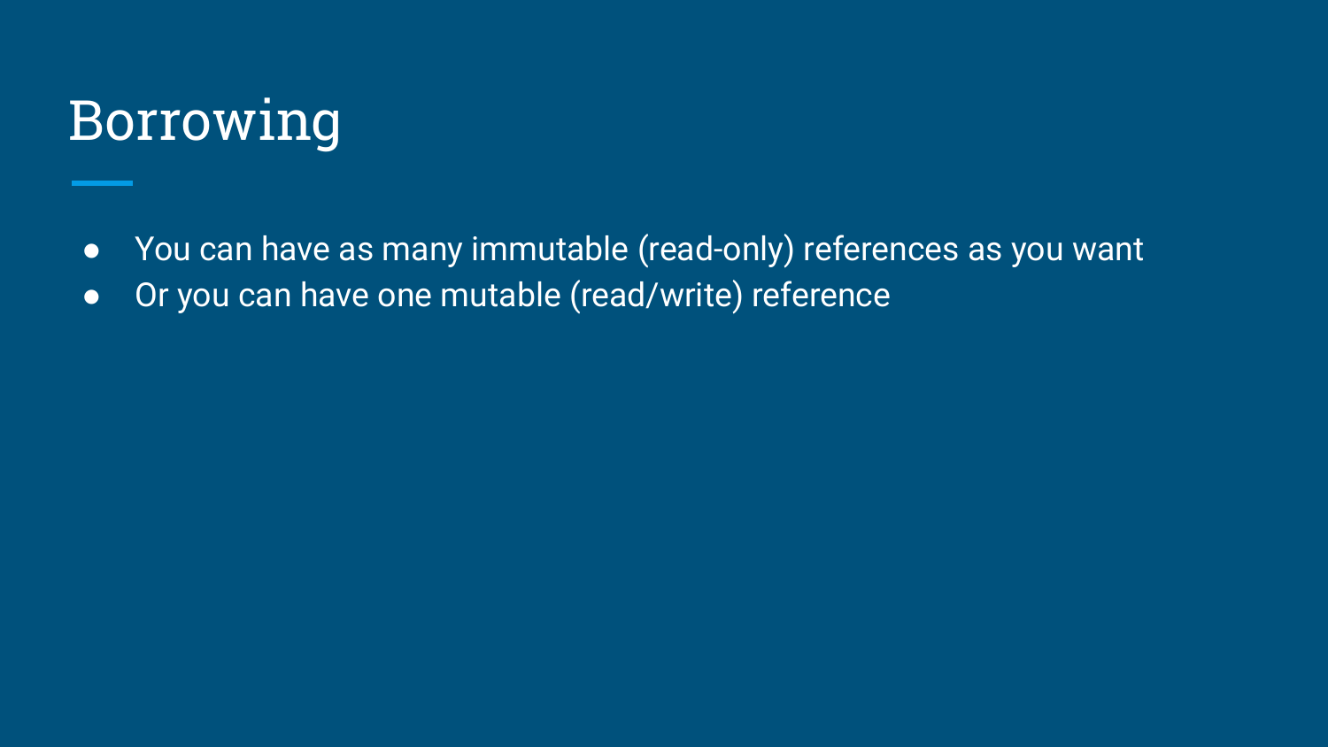# Borrowing

- You can have as many immutable (read-only) references as you want
- Or you can have one mutable (read/write) reference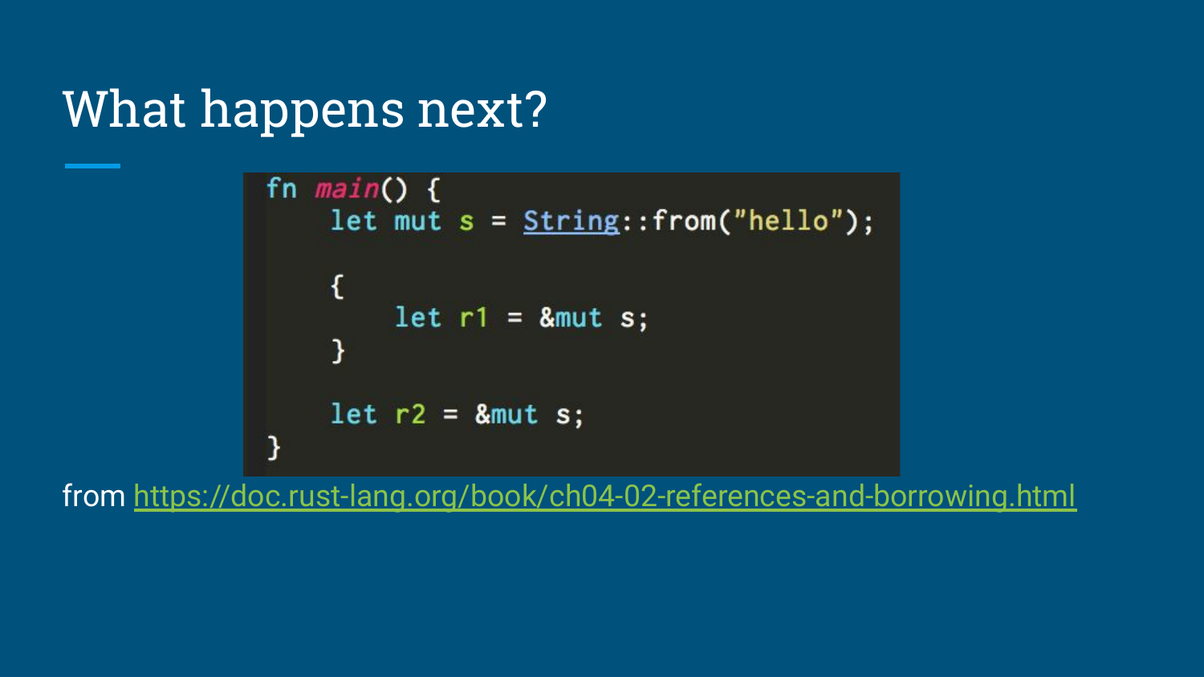# What happens next?

```rust
fn main() {
    let mut s = String::from("hello");

    {
        let r1 = &mut s;
    }

    let r2 = &mut s;
}
```

from https://doc.rust-lang.org/book/ch04-02-references-and-borrowing.html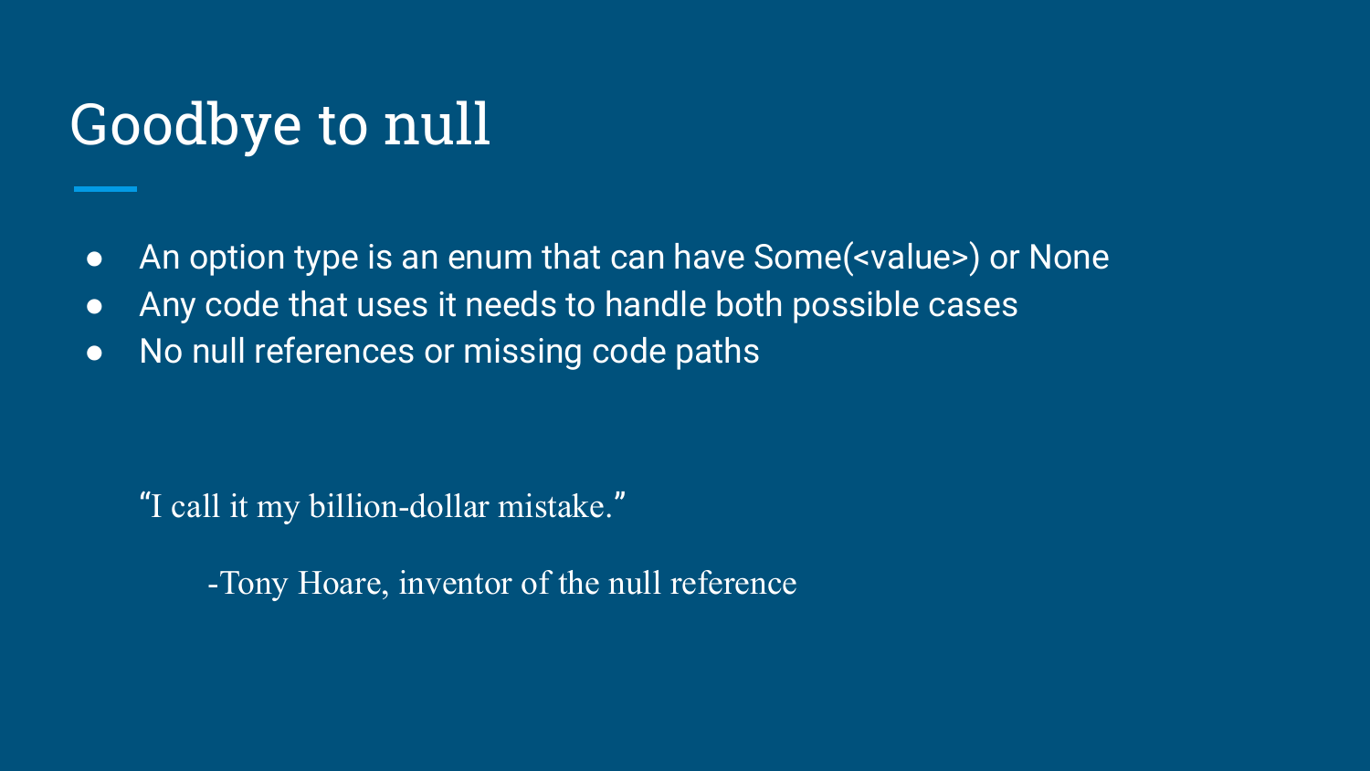# Goodbye to null

- An option type is an enum that can have Some(<value>) or None
- Any code that uses it needs to handle both possible cases
- No null references or missing code paths

> "I call it my billion-dollar mistake."
>
> -Tony Hoare, inventor of the null reference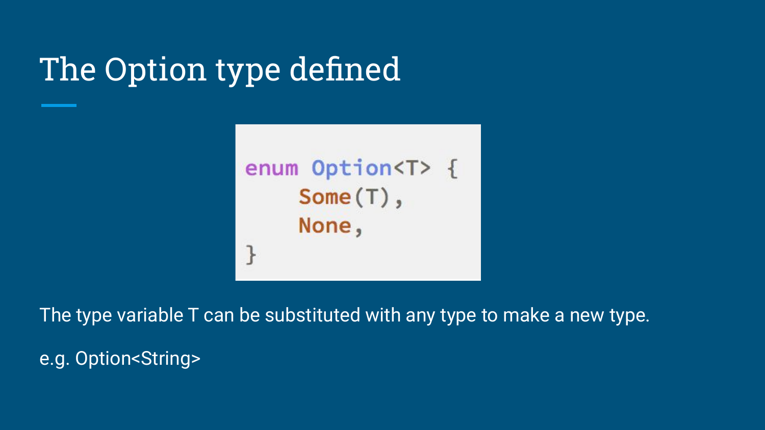# The Option type defined

```rust
enum Option<T> {
    Some(T),
    None,
}
```

The type variable T can be substituted with any type to make a new type.

e.g. Option<String>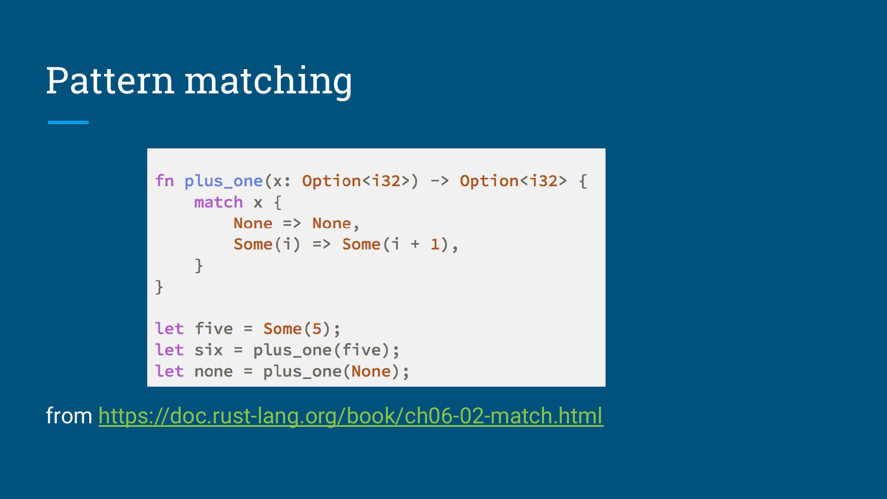# Pattern matching

```rust
fn plus_one(x: Option<i32>) -> Option<i32> {
    match x {
        None => None,
        Some(i) => Some(i + 1),
    }
}

let five = Some(5);
let six = plus_one(five);
let none = plus_one(None);
```

from https://doc.rust-lang.org/book/ch06-02-match.html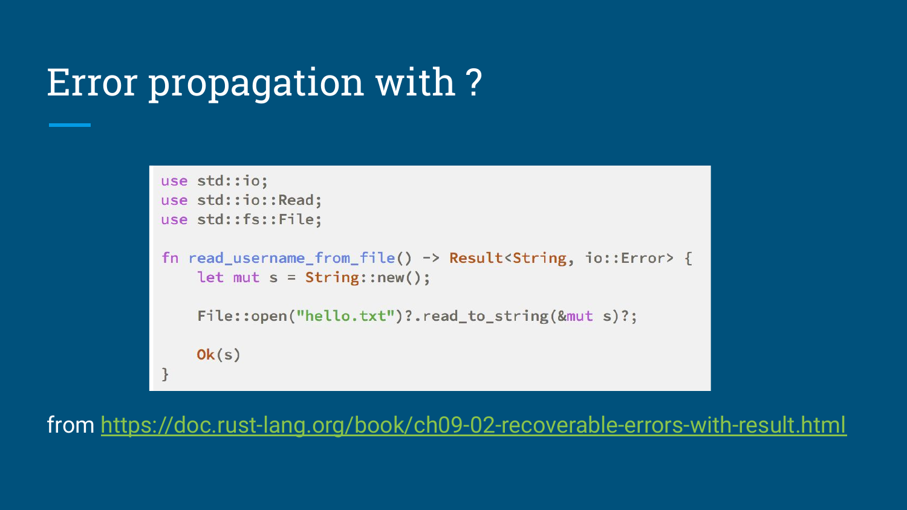# Error propagation with ?

```rust
use std::io;
use std::io::Read;
use std::fs::File;

fn read_username_from_file() -> Result<String, io::Error> {
    let mut s = String::new();

    File::open("hello.txt")?.read_to_string(&mut s)?;

    Ok(s)
}
```

from https://doc.rust-lang.org/book/ch09-02-recoverable-errors-with-result.html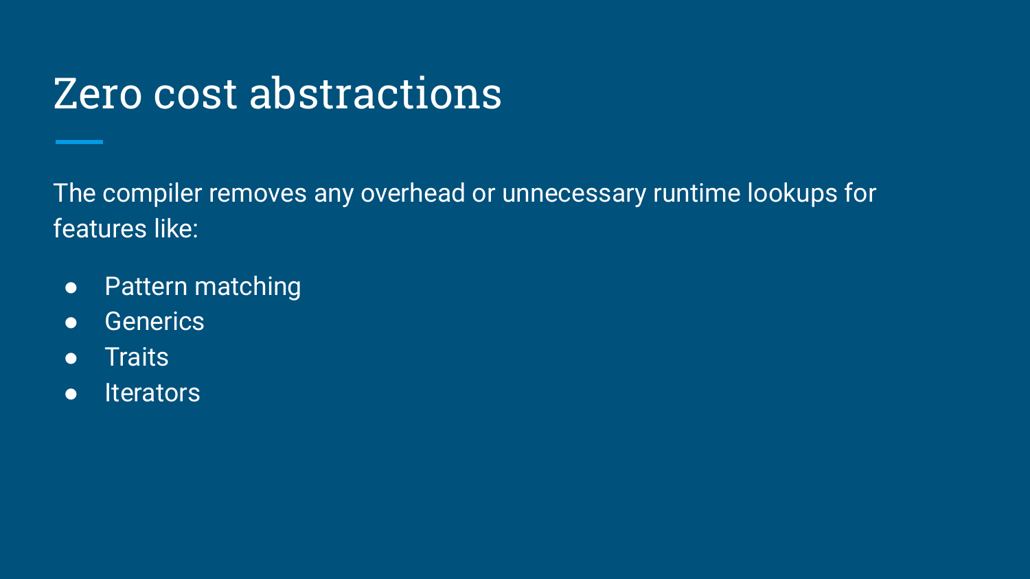# Zero cost abstractions

The compiler removes any overhead or unnecessary runtime lookups for features like:

- Pattern matching
- Generics
- Traits
- Iterators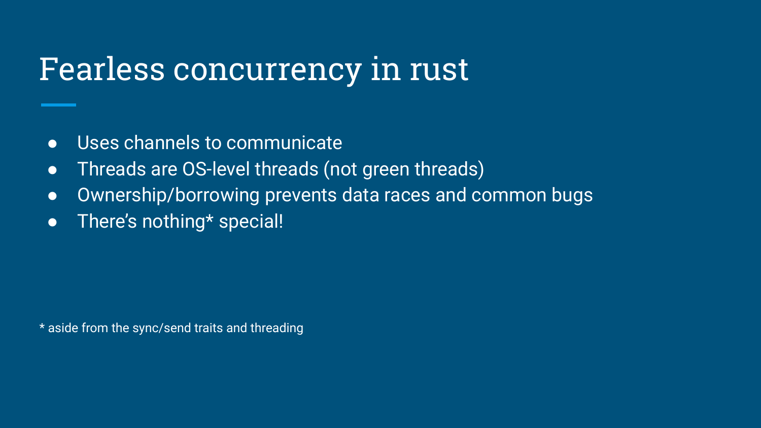# Fearless concurrency in rust

- Uses channels to communicate
- Threads are OS-level threads (not green threads)
- Ownership/borrowing prevents data races and common bugs
- There's nothing* special!

* aside from the sync/send traits and threading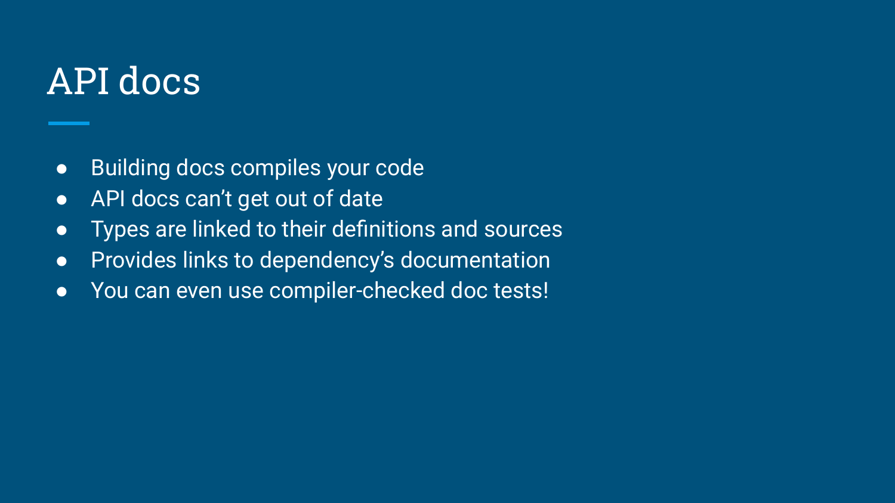# API docs

- Building docs compiles your code
- API docs can't get out of date
- Types are linked to their definitions and sources
- Provides links to dependency's documentation
- You can even use compiler-checked doc tests!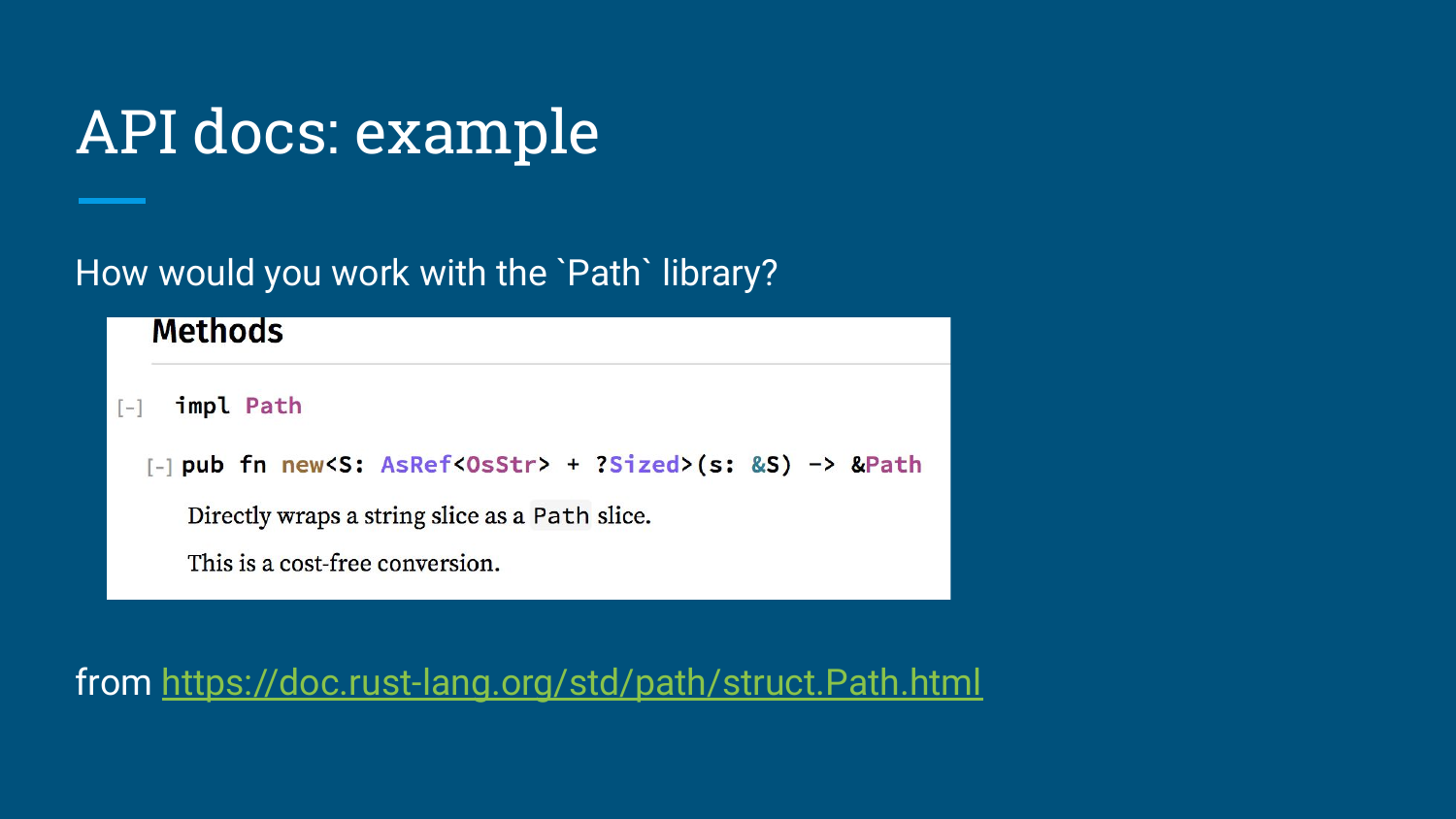# API docs: example

How would you work with the `Path` library?

## Methods

[-] impl Path

```
[-] pub fn new<S: AsRef<OsStr> + ?Sized>(s: &S) -> &Path
```

Directly wraps a string slice as a `Path` slice.

This is a cost-free conversion.

from https://doc.rust-lang.org/std/path/struct.Path.html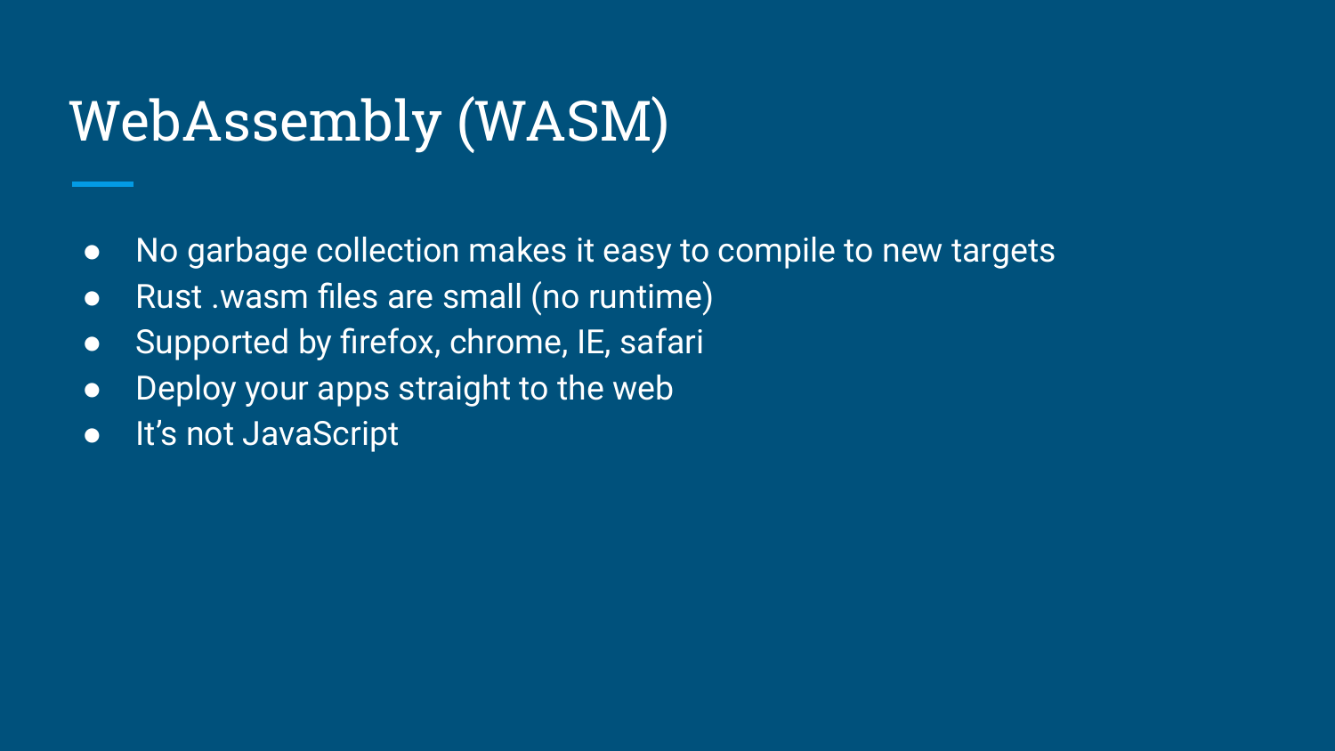# WebAssembly (WASM)

- No garbage collection makes it easy to compile to new targets
- Rust .wasm files are small (no runtime)
- Supported by firefox, chrome, IE, safari
- Deploy your apps straight to the web
- It's not JavaScript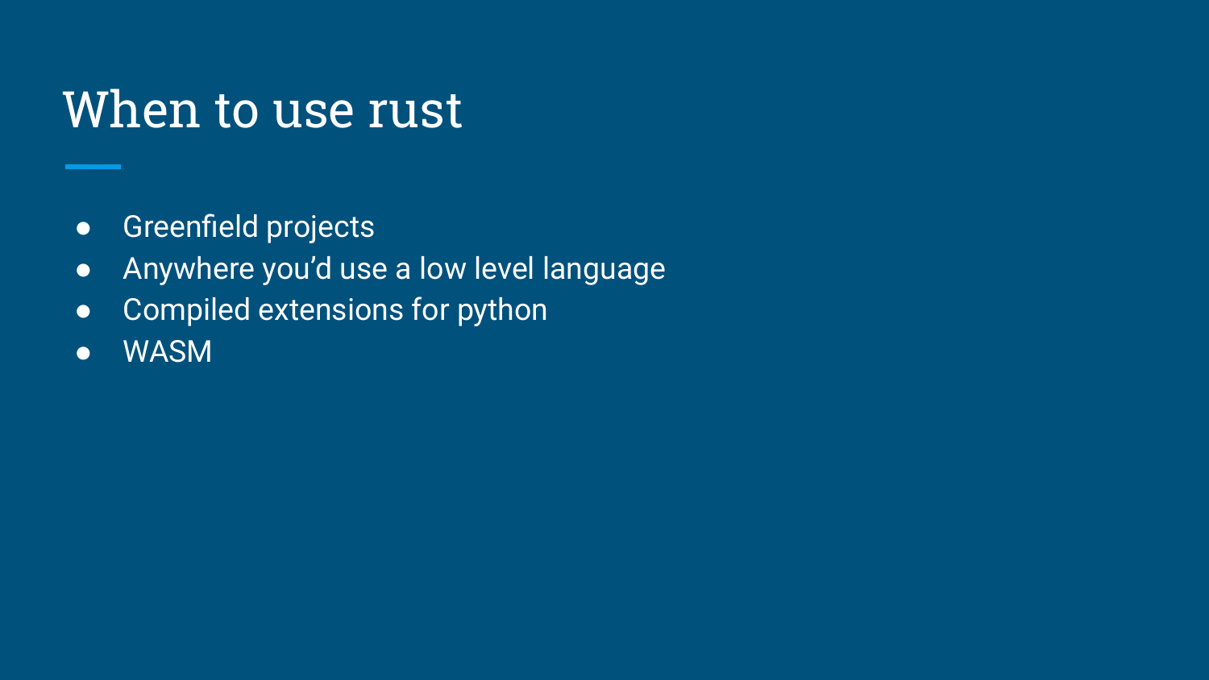# When to use rust

- Greenfield projects
- Anywhere you’d use a low level language
- Compiled extensions for python
- WASM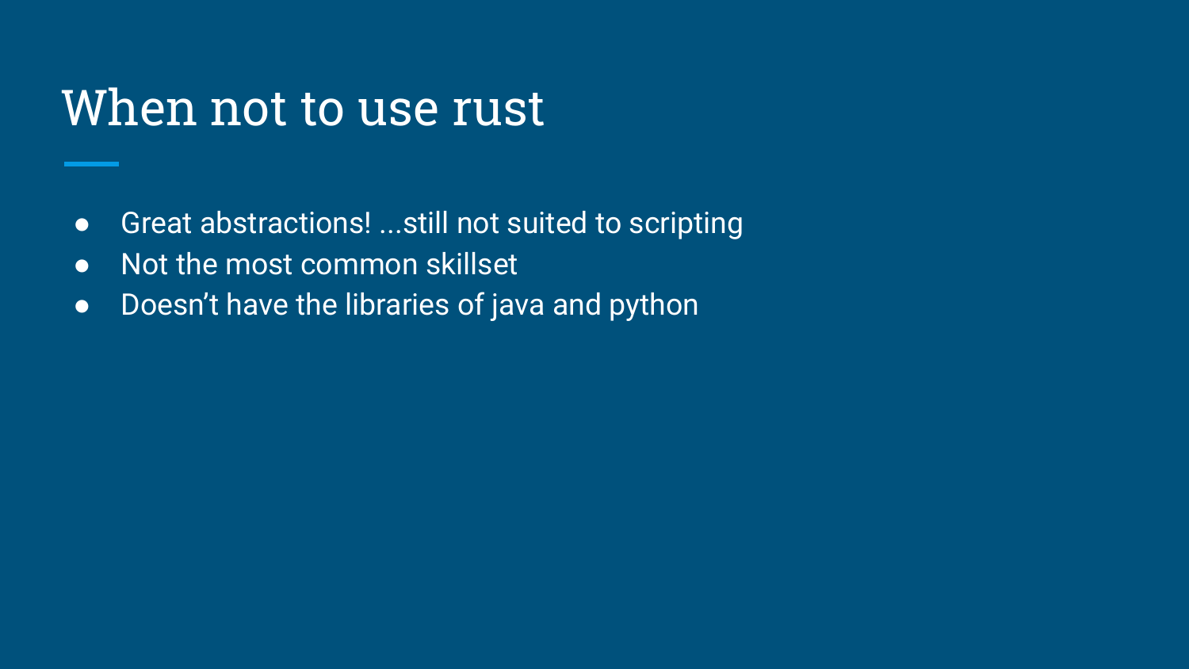# When not to use rust

- Great abstractions! ...still not suited to scripting
- Not the most common skillset
- Doesn't have the libraries of java and python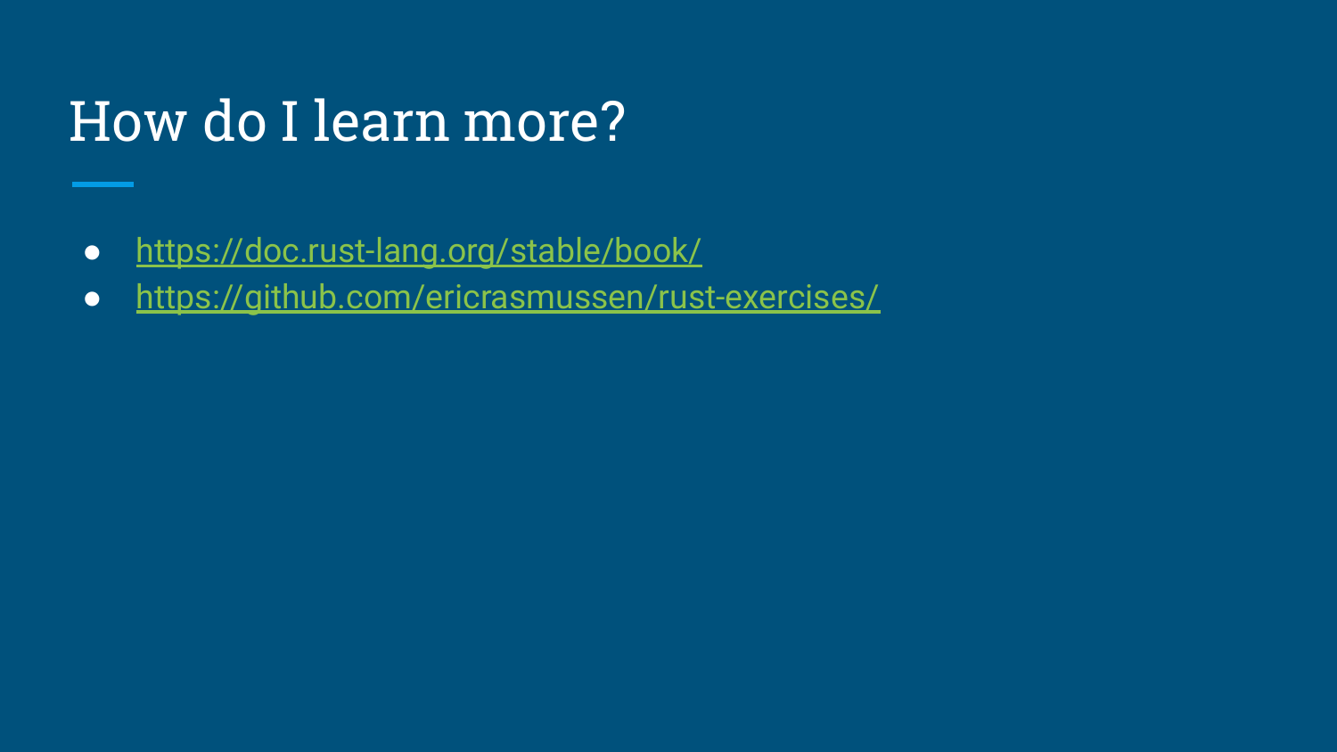# How do I learn more?

- https://doc.rust-lang.org/stable/book/
- https://github.com/ericrasmussen/rust-exercises/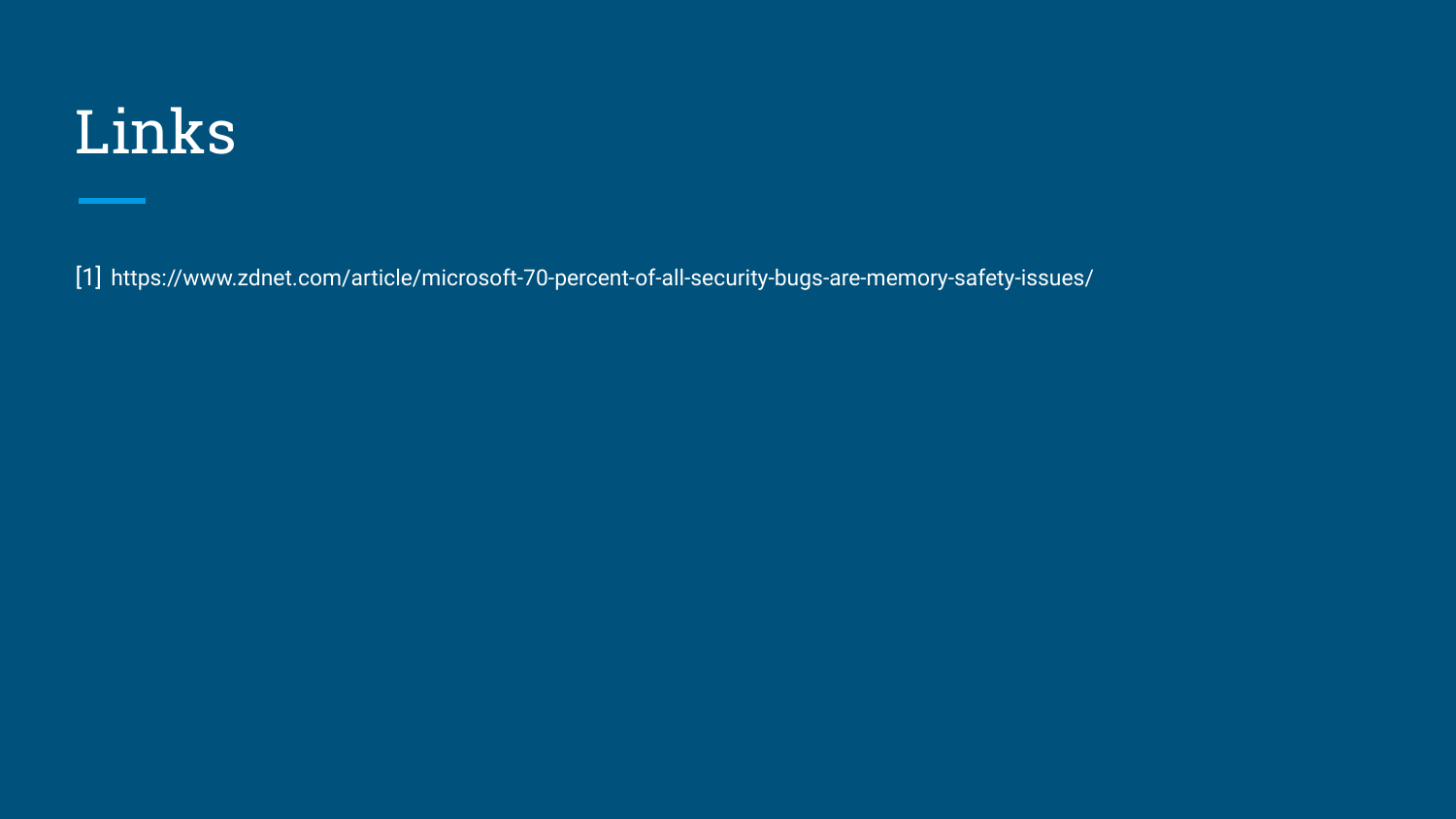# Links

[1] https://www.zdnet.com/article/microsoft-70-percent-of-all-security-bugs-are-memory-safety-issues/